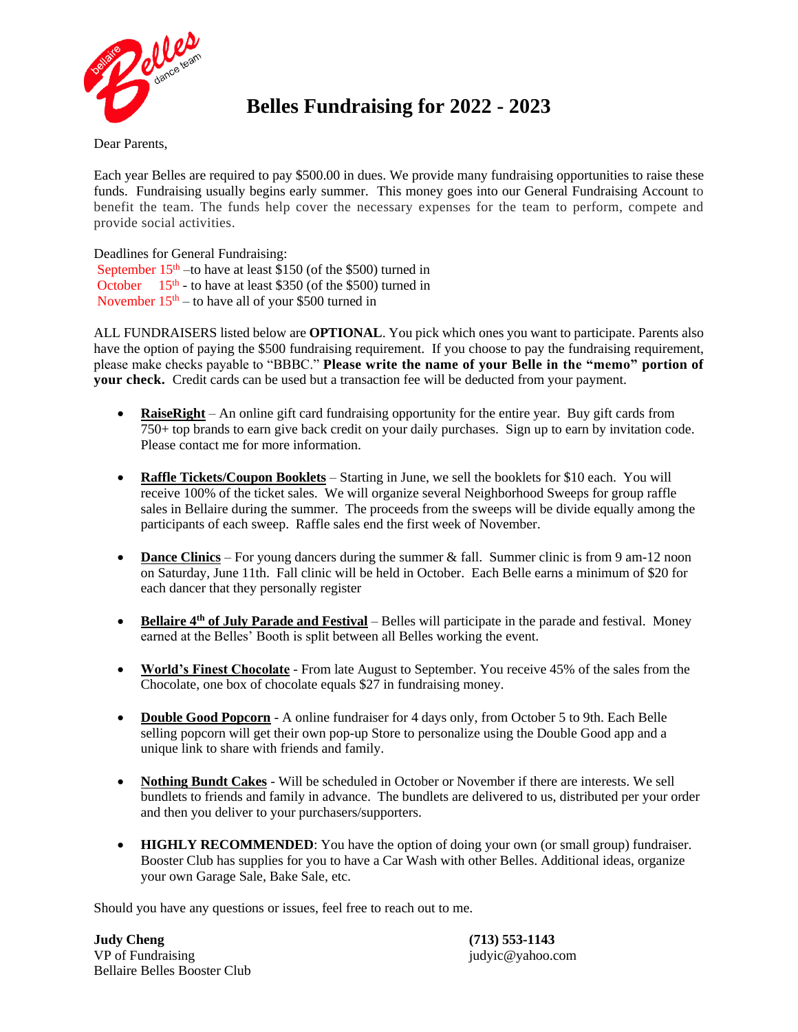# Belles Fundraising for 2022 - 2023

Dear Parents,

Each year Belles are required to pay $500.00 in dues. We provide many fundraising opportunities to raise these funds. Fundraising usually begins early summer. This money goes into our General Fundraising Account to benefit the team. The funds help cover the necessary expenses for the team to perform, compete and provide social activities.

Deadlines for General Fundraising:
September 15th –to have at least $150 (of the $500) turned in
October 15th - to have at least $350 (of the $500) turned in
November 15th – to have all of your $500 turned in

ALL FUNDRAISERS listed below are **OPTIONAL**. You pick which ones you want to participate. Parents also have the option of paying the $500 fundraising requirement. If you choose to pay the fundraising requirement, please make checks payable to "BBBC." **Please write the name of your Belle in the "memo" portion of your check.** Credit cards can be used but a transaction fee will be deducted from your payment.

- **RaiseRight** – An online gift card fundraising opportunity for the entire year. Buy gift cards from 750+ top brands to earn give back credit on your daily purchases. Sign up to earn by invitation code. Please contact me for more information.

- **Raffle Tickets/Coupon Booklets** – Starting in June, we sell the booklets for $10 each. You will receive 100% of the ticket sales. We will organize several Neighborhood Sweeps for group raffle sales in Bellaire during the summer. The proceeds from the sweeps will be divide equally among the participants of each sweep. Raffle sales end the first week of November.

- **Dance Clinics** – For young dancers during the summer & fall. Summer clinic is from 9 am-12 noon on Saturday, June 11th. Fall clinic will be held in October. Each Belle earns a minimum of $20 for each dancer that they personally register

- **Bellaire 4th of July Parade and Festival** – Belles will participate in the parade and festival. Money earned at the Belles' Booth is split between all Belles working the event.

- **World's Finest Chocolate** - From late August to September. You receive 45% of the sales from the Chocolate, one box of chocolate equals $27 in fundraising money.

- **Double Good Popcorn** - A online fundraiser for 4 days only, from October 5 to 9th. Each Belle selling popcorn will get their own pop-up Store to personalize using the Double Good app and a unique link to share with friends and family.

- **Nothing Bundt Cakes** - Will be scheduled in October or November if there are interests. We sell bundlets to friends and family in advance. The bundlets are delivered to us, distributed per your order and then you deliver to your purchasers/supporters.

- **HIGHLY RECOMMENDED**: You have the option of doing your own (or small group) fundraiser. Booster Club has supplies for you to have a Car Wash with other Belles. Additional ideas, organize your own Garage Sale, Bake Sale, etc.

Should you have any questions or issues, feel free to reach out to me.

**Judy Cheng**
VP of Fundraising
Bellaire Belles Booster Club

**(713) 553-1143**
judyic@yahoo.com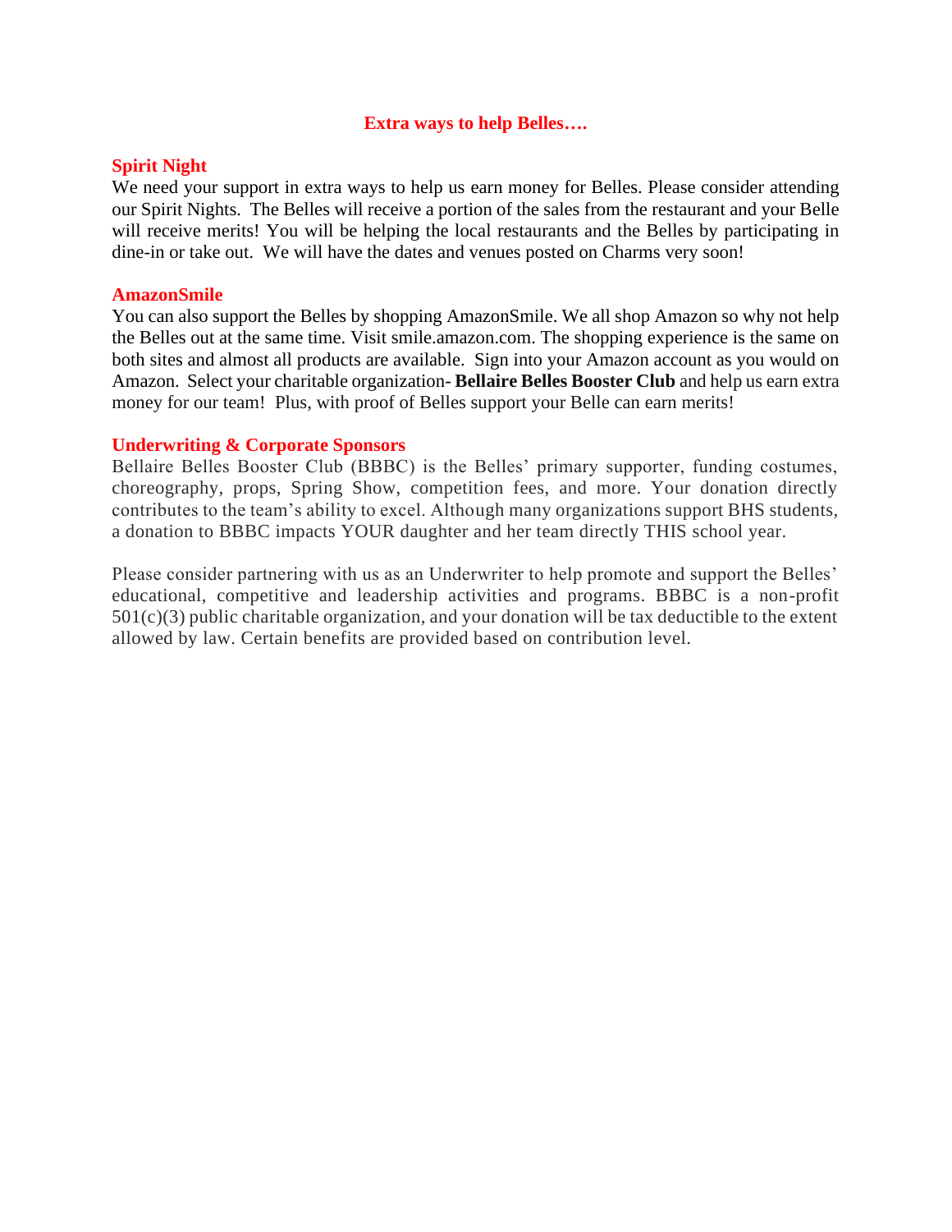## Extra ways to help Belles….

### Spirit Night

We need your support in extra ways to help us earn money for Belles. Please consider attending our Spirit Nights. The Belles will receive a portion of the sales from the restaurant and your Belle will receive merits! You will be helping the local restaurants and the Belles by participating in dine-in or take out. We will have the dates and venues posted on Charms very soon!

### AmazonSmile

You can also support the Belles by shopping AmazonSmile. We all shop Amazon so why not help the Belles out at the same time. Visit smile.amazon.com. The shopping experience is the same on both sites and almost all products are available. Sign into your Amazon account as you would on Amazon. Select your charitable organization- **Bellaire Belles Booster Club** and help us earn extra money for our team! Plus, with proof of Belles support your Belle can earn merits!

### Underwriting & Corporate Sponsors

Bellaire Belles Booster Club (BBBC) is the Belles' primary supporter, funding costumes, choreography, props, Spring Show, competition fees, and more. Your donation directly contributes to the team's ability to excel. Although many organizations support BHS students, a donation to BBBC impacts YOUR daughter and her team directly THIS school year.

Please consider partnering with us as an Underwriter to help promote and support the Belles' educational, competitive and leadership activities and programs. BBBC is a non-profit 501(c)(3) public charitable organization, and your donation will be tax deductible to the extent allowed by law. Certain benefits are provided based on contribution level.